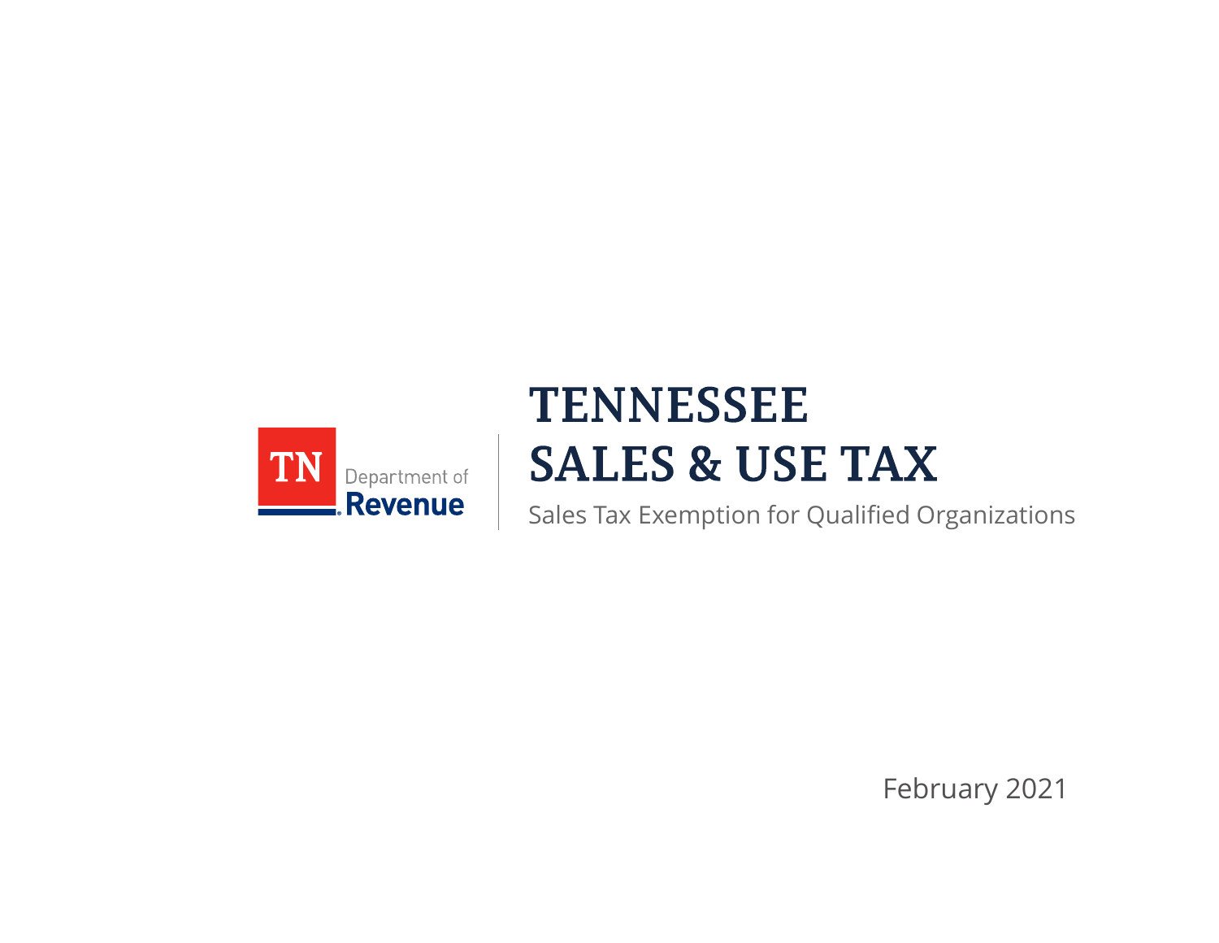TN Department of Revenue

# TENNESSEE SALES & USE TAX

Sales Tax Exemption for Qualified Organizations

February 2021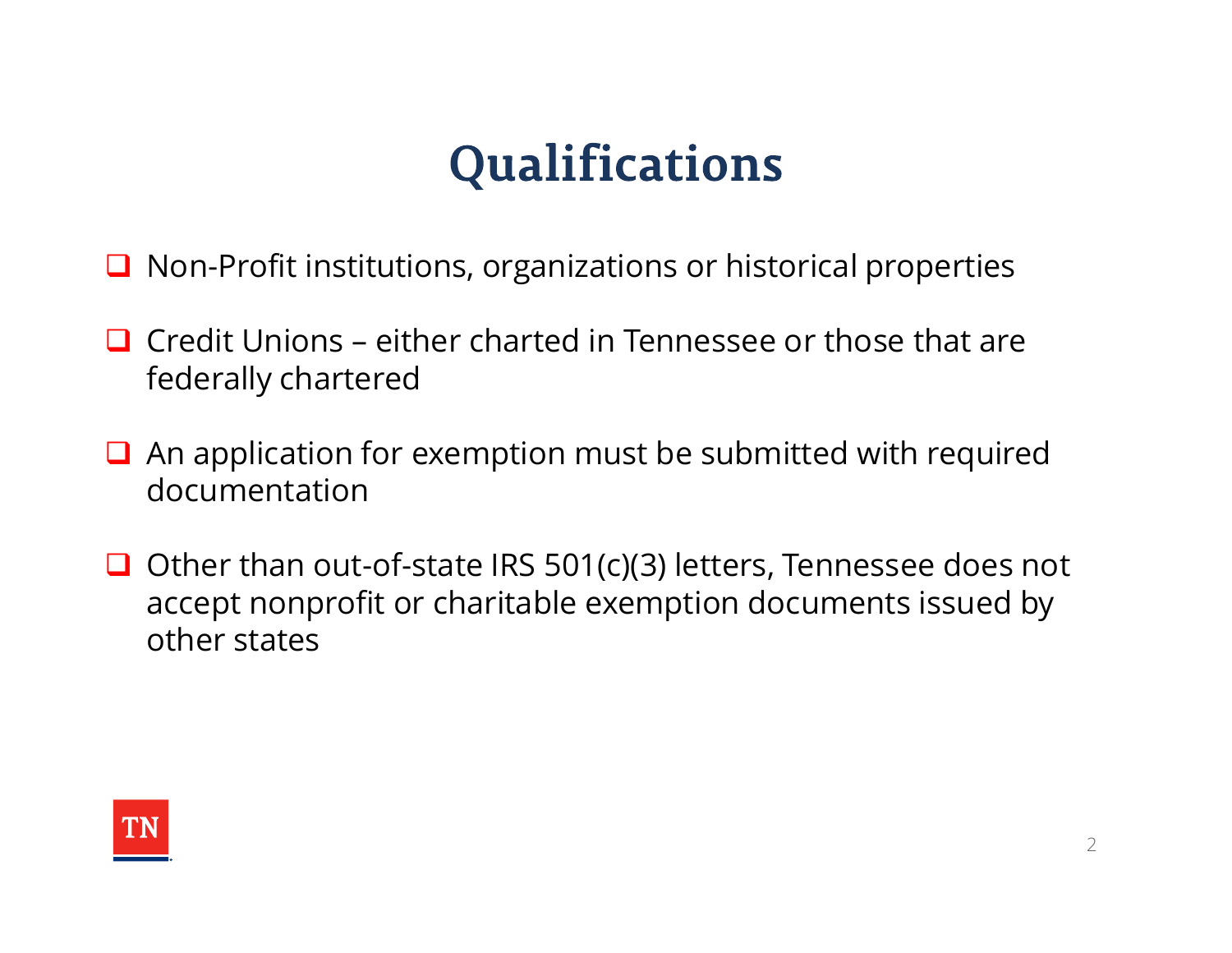# Qualifications

- Non-Profit institutions, organizations or historical properties
- Credit Unions – either charted in Tennessee or those that are federally chartered
- An application for exemption must be submitted with required documentation
- Other than out-of-state IRS 501(c)(3) letters, Tennessee does not accept nonprofit or charitable exemption documents issued by other states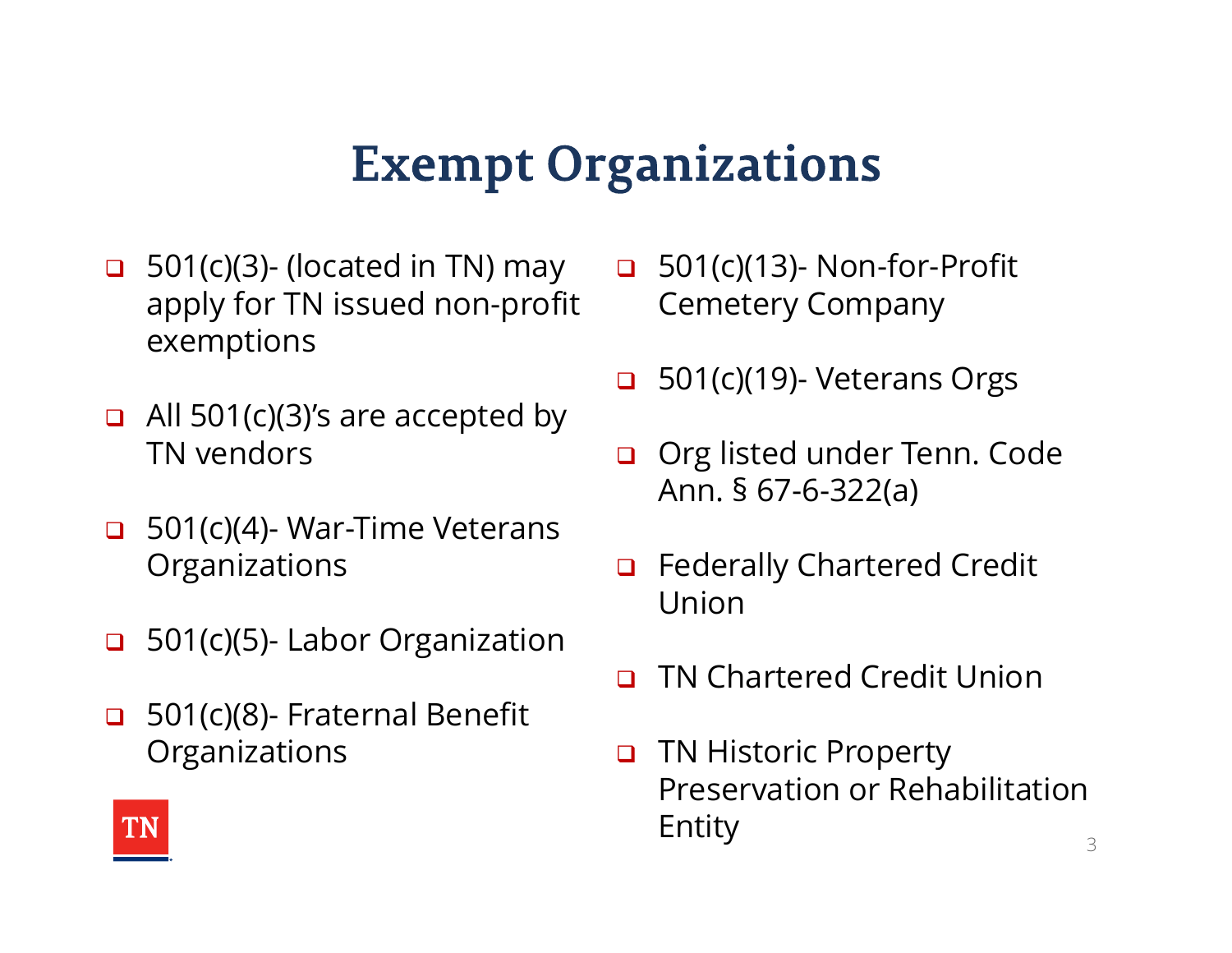# Exempt Organizations

- 501(c)(3)- (located in TN) may apply for TN issued non-profit exemptions
- All 501(c)(3)'s are accepted by TN vendors
- 501(c)(4)- War-Time Veterans Organizations
- 501(c)(5)- Labor Organization
- 501(c)(8)- Fraternal Benefit Organizations
- 501(c)(13)- Non-for-Profit Cemetery Company
- 501(c)(19)- Veterans Orgs
- Org listed under Tenn. Code Ann. § 67-6-322(a)
- Federally Chartered Credit Union
- TN Chartered Credit Union
- TN Historic Property Preservation or Rehabilitation Entity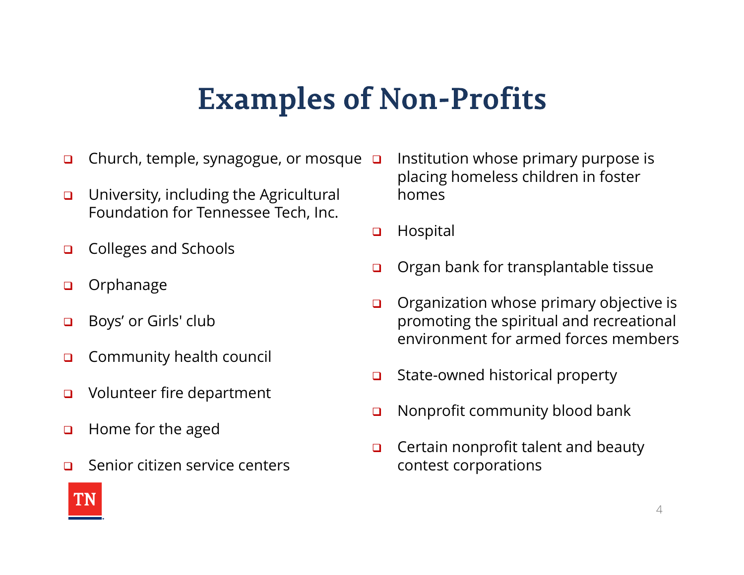# Examples of Non-Profits

- Church, temple, synagogue, or mosque
- University, including the Agricultural Foundation for Tennessee Tech, Inc.
- Colleges and Schools
- Orphanage
- Boys' or Girls' club
- Community health council
- Volunteer fire department
- Home for the aged
- Senior citizen service centers
- Institution whose primary purpose is placing homeless children in foster homes
- Hospital
- Organ bank for transplantable tissue
- Organization whose primary objective is promoting the spiritual and recreational environment for armed forces members
- State-owned historical property
- Nonprofit community blood bank
- Certain nonprofit talent and beauty contest corporations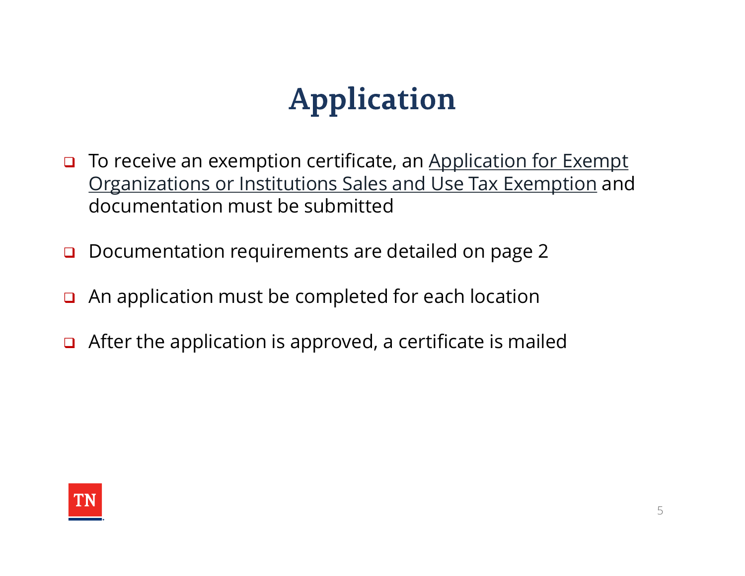# Application

- To receive an exemption certificate, an Application for Exempt Organizations or Institutions Sales and Use Tax Exemption and documentation must be submitted
- Documentation requirements are detailed on page 2
- An application must be completed for each location
- After the application is approved, a certificate is mailed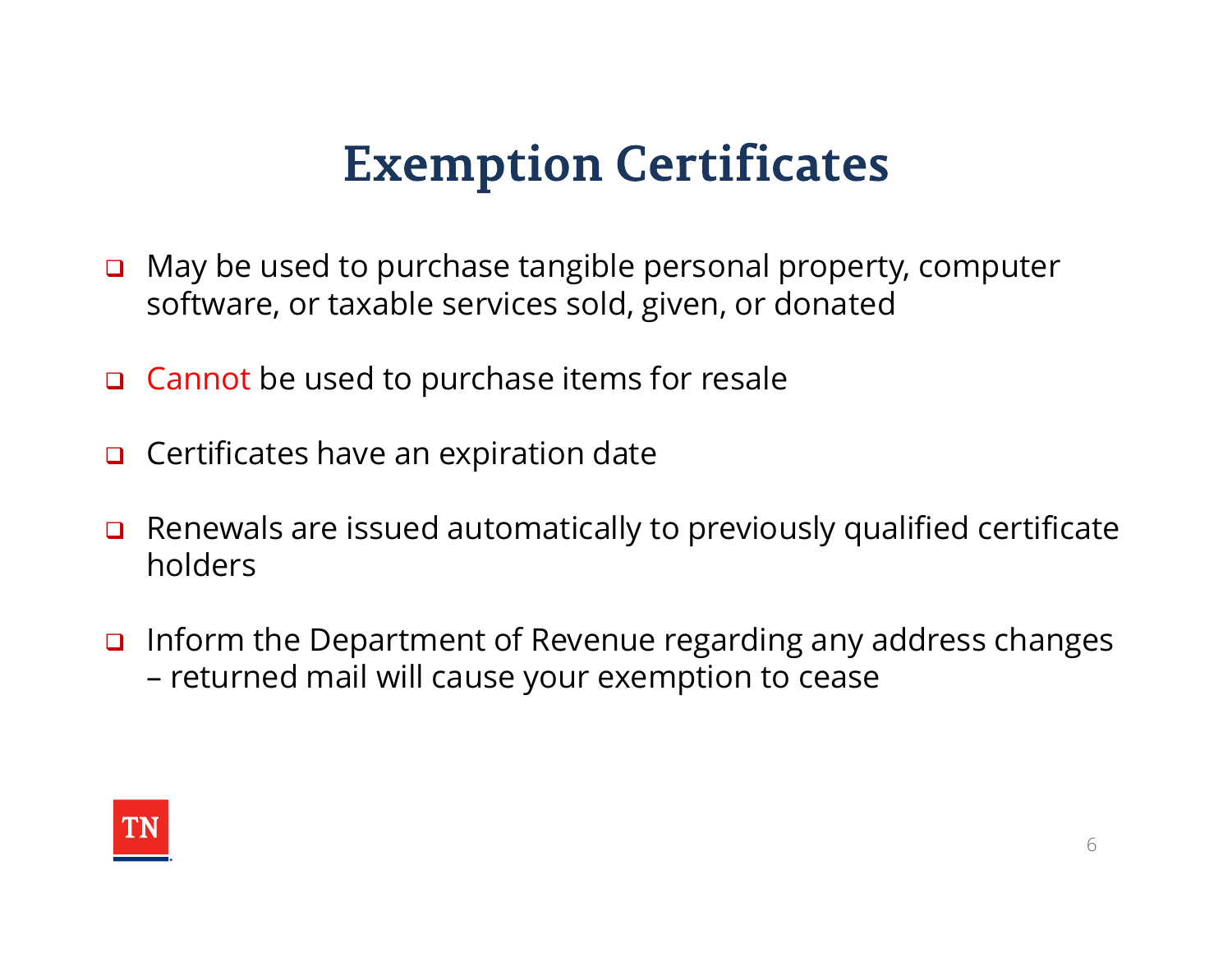# Exemption Certificates

- May be used to purchase tangible personal property, computer software, or taxable services sold, given, or donated
- Cannot be used to purchase items for resale
- Certificates have an expiration date
- Renewals are issued automatically to previously qualified certificate holders
- Inform the Department of Revenue regarding any address changes – returned mail will cause your exemption to cease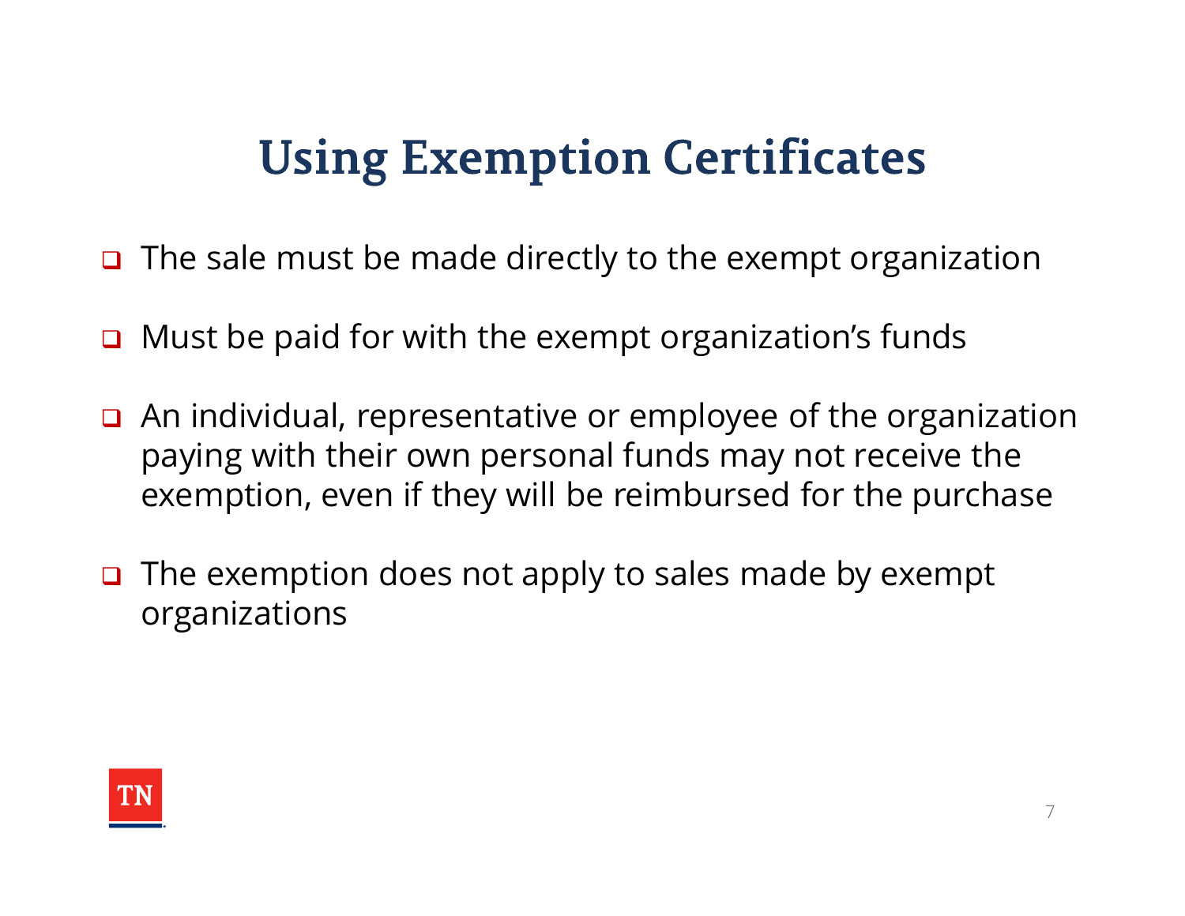# Using Exemption Certificates

- The sale must be made directly to the exempt organization
- Must be paid for with the exempt organization's funds
- An individual, representative or employee of the organization paying with their own personal funds may not receive the exemption, even if they will be reimbursed for the purchase
- The exemption does not apply to sales made by exempt organizations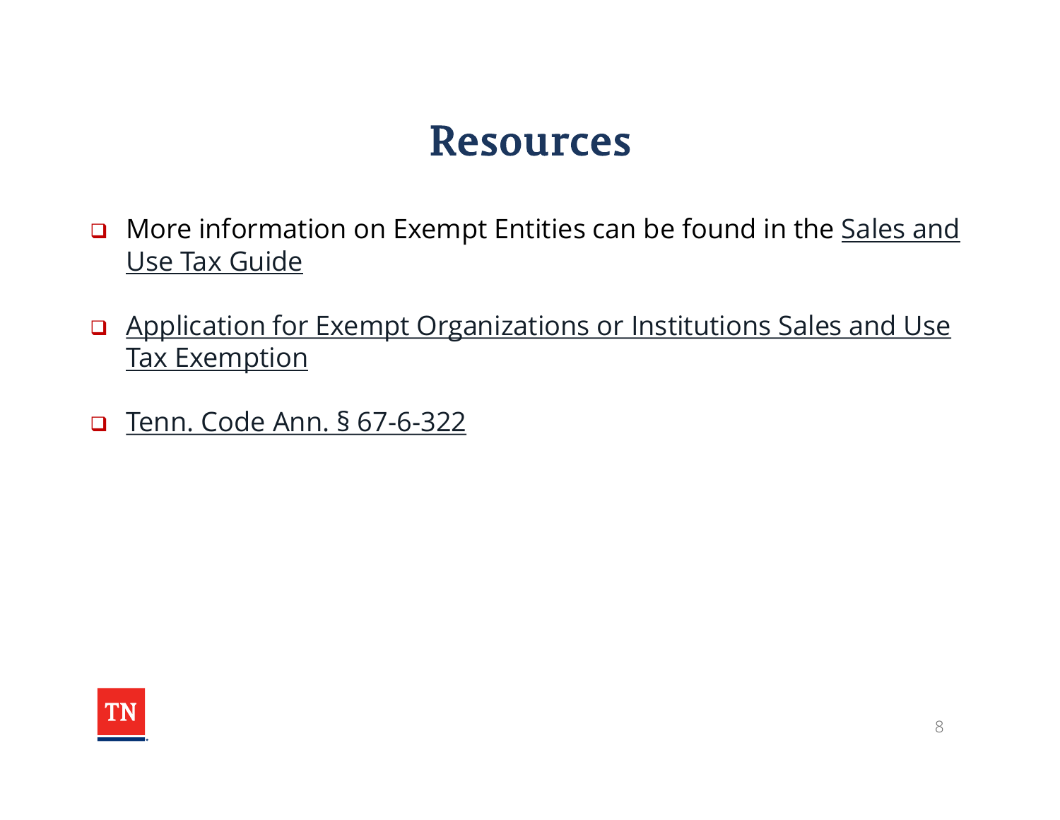# Resources

- More information on Exempt Entities can be found in the Sales and Use Tax Guide
- Application for Exempt Organizations or Institutions Sales and Use Tax Exemption
- Tenn. Code Ann. § 67-6-322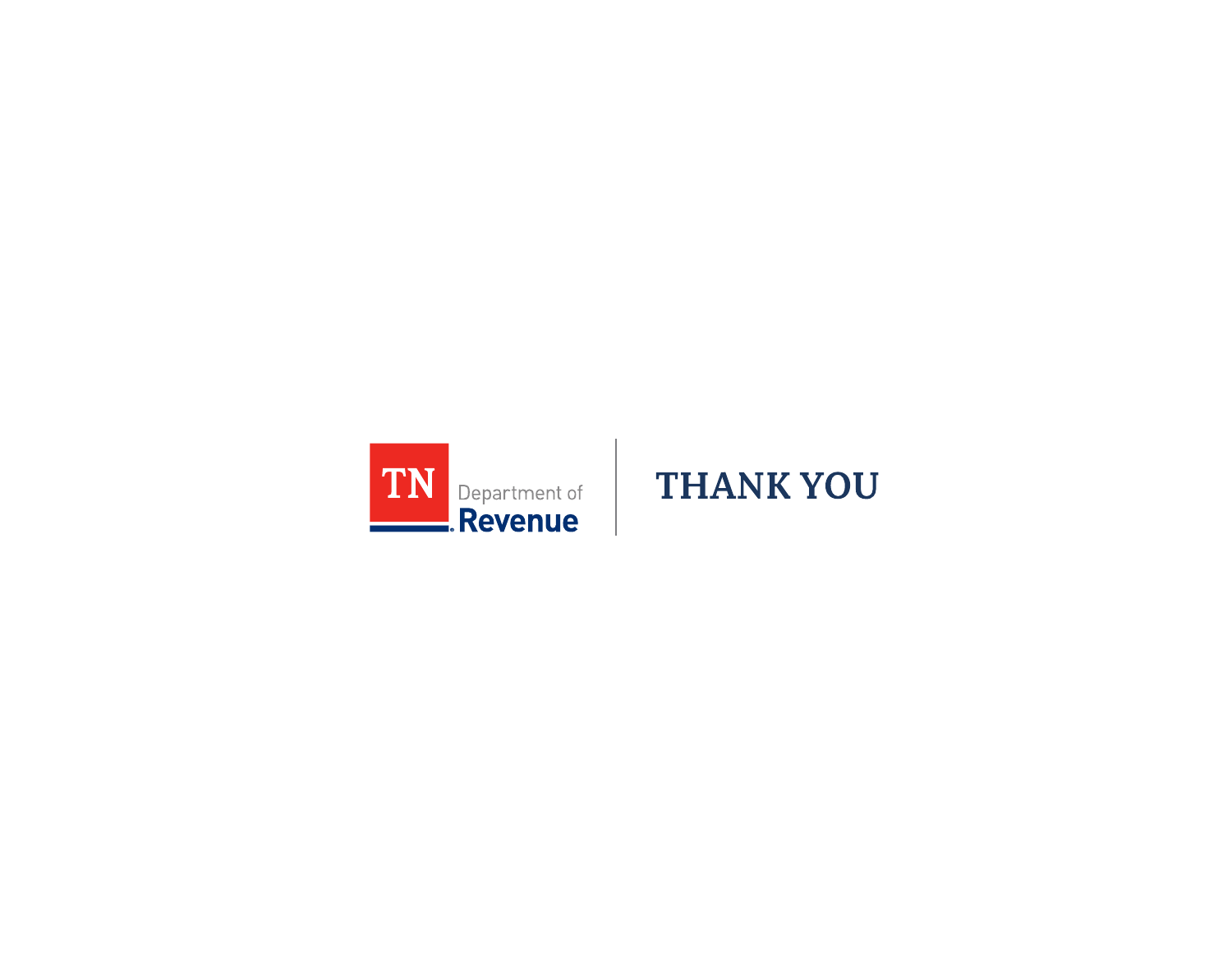TN Department of Revenue

# THANK YOU